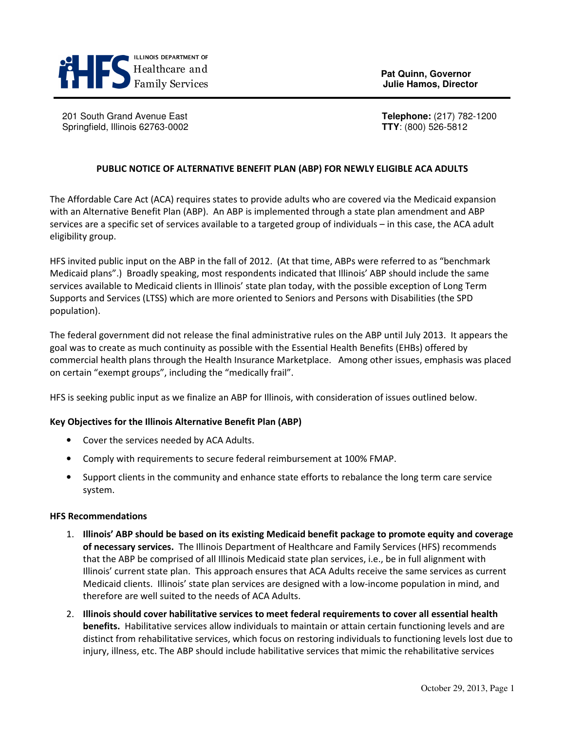ILLINOIS DEPARTMENT OF **HFS** Healthcare and Family Services

**Pat Quinn, Governor**
**Julie Hamos, Director**

201 South Grand Avenue East
Springfield, Illinois 62763-0002

**Telephone:** (217) 782-1200
**TTY**: (800) 526-5812

## PUBLIC NOTICE OF ALTERNATIVE BENEFIT PLAN (ABP) FOR NEWLY ELIGIBLE ACA ADULTS

The Affordable Care Act (ACA) requires states to provide adults who are covered via the Medicaid expansion with an Alternative Benefit Plan (ABP). An ABP is implemented through a state plan amendment and ABP services are a specific set of services available to a targeted group of individuals – in this case, the ACA adult eligibility group.

HFS invited public input on the ABP in the fall of 2012. (At that time, ABPs were referred to as "benchmark Medicaid plans".) Broadly speaking, most respondents indicated that Illinois' ABP should include the same services available to Medicaid clients in Illinois' state plan today, with the possible exception of Long Term Supports and Services (LTSS) which are more oriented to Seniors and Persons with Disabilities (the SPD population).

The federal government did not release the final administrative rules on the ABP until July 2013. It appears the goal was to create as much continuity as possible with the Essential Health Benefits (EHBs) offered by commercial health plans through the Health Insurance Marketplace. Among other issues, emphasis was placed on certain "exempt groups", including the "medically frail".

HFS is seeking public input as we finalize an ABP for Illinois, with consideration of issues outlined below.

### Key Objectives for the Illinois Alternative Benefit Plan (ABP)

- Cover the services needed by ACA Adults.
- Comply with requirements to secure federal reimbursement at 100% FMAP.
- Support clients in the community and enhance state efforts to rebalance the long term care service system.

### HFS Recommendations

1. **Illinois' ABP should be based on its existing Medicaid benefit package to promote equity and coverage of necessary services.** The Illinois Department of Healthcare and Family Services (HFS) recommends that the ABP be comprised of all Illinois Medicaid state plan services, i.e., be in full alignment with Illinois' current state plan. This approach ensures that ACA Adults receive the same services as current Medicaid clients. Illinois' state plan services are designed with a low-income population in mind, and therefore are well suited to the needs of ACA Adults.
2. **Illinois should cover habilitative services to meet federal requirements to cover all essential health benefits.** Habilitative services allow individuals to maintain or attain certain functioning levels and are distinct from rehabilitative services, which focus on restoring individuals to functioning levels lost due to injury, illness, etc. The ABP should include habilitative services that mimic the rehabilitative services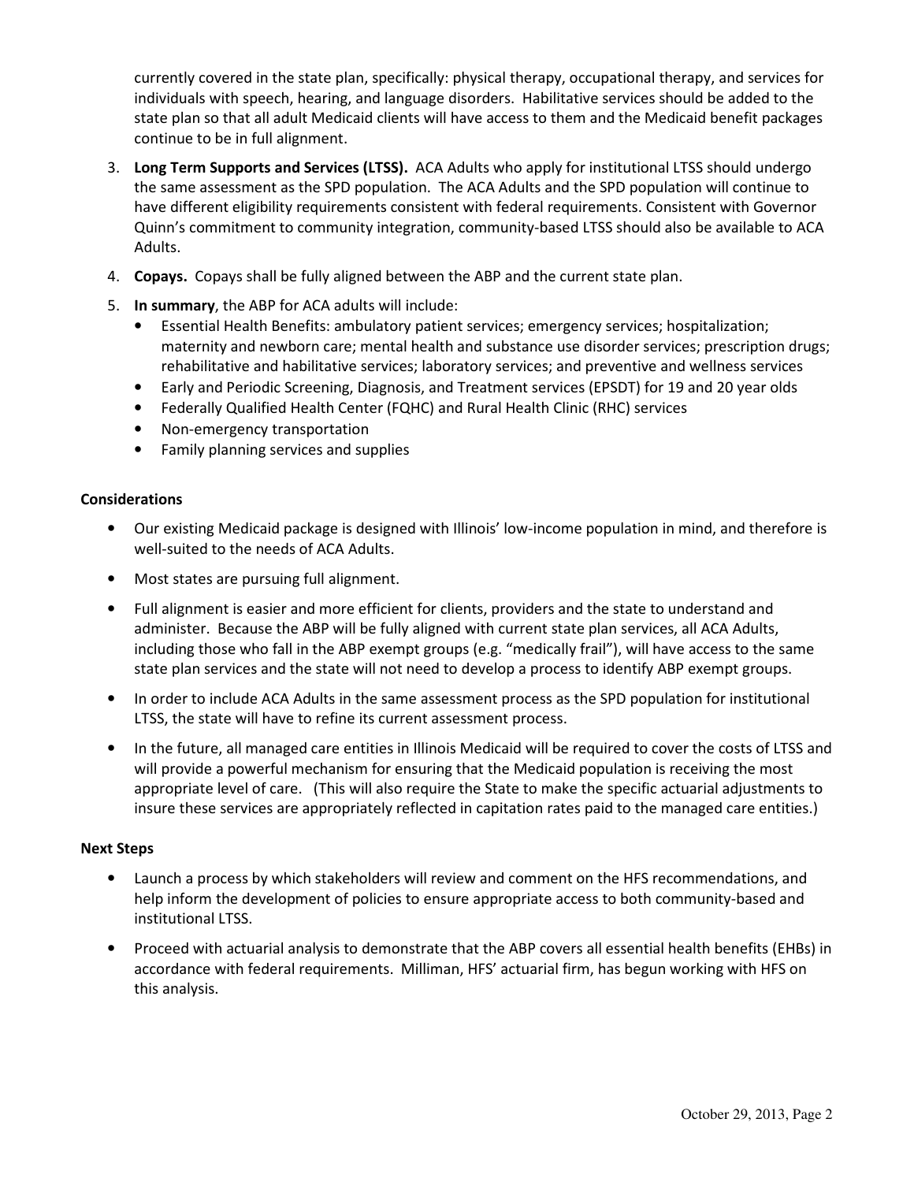currently covered in the state plan, specifically: physical therapy, occupational therapy, and services for individuals with speech, hearing, and language disorders. Habilitative services should be added to the state plan so that all adult Medicaid clients will have access to them and the Medicaid benefit packages continue to be in full alignment.

3. **Long Term Supports and Services (LTSS).** ACA Adults who apply for institutional LTSS should undergo the same assessment as the SPD population. The ACA Adults and the SPD population will continue to have different eligibility requirements consistent with federal requirements. Consistent with Governor Quinn's commitment to community integration, community-based LTSS should also be available to ACA Adults.
4. **Copays.** Copays shall be fully aligned between the ABP and the current state plan.
5. **In summary**, the ABP for ACA adults will include:
   - Essential Health Benefits: ambulatory patient services; emergency services; hospitalization; maternity and newborn care; mental health and substance use disorder services; prescription drugs; rehabilitative and habilitative services; laboratory services; and preventive and wellness services
   - Early and Periodic Screening, Diagnosis, and Treatment services (EPSDT) for 19 and 20 year olds
   - Federally Qualified Health Center (FQHC) and Rural Health Clinic (RHC) services
   - Non-emergency transportation
   - Family planning services and supplies

**Considerations**

- Our existing Medicaid package is designed with Illinois' low-income population in mind, and therefore is well-suited to the needs of ACA Adults.
- Most states are pursuing full alignment.
- Full alignment is easier and more efficient for clients, providers and the state to understand and administer. Because the ABP will be fully aligned with current state plan services, all ACA Adults, including those who fall in the ABP exempt groups (e.g. "medically frail"), will have access to the same state plan services and the state will not need to develop a process to identify ABP exempt groups.
- In order to include ACA Adults in the same assessment process as the SPD population for institutional LTSS, the state will have to refine its current assessment process.
- In the future, all managed care entities in Illinois Medicaid will be required to cover the costs of LTSS and will provide a powerful mechanism for ensuring that the Medicaid population is receiving the most appropriate level of care. (This will also require the State to make the specific actuarial adjustments to insure these services are appropriately reflected in capitation rates paid to the managed care entities.)

**Next Steps**

- Launch a process by which stakeholders will review and comment on the HFS recommendations, and help inform the development of policies to ensure appropriate access to both community-based and institutional LTSS.
- Proceed with actuarial analysis to demonstrate that the ABP covers all essential health benefits (EHBs) in accordance with federal requirements. Milliman, HFS' actuarial firm, has begun working with HFS on this analysis.